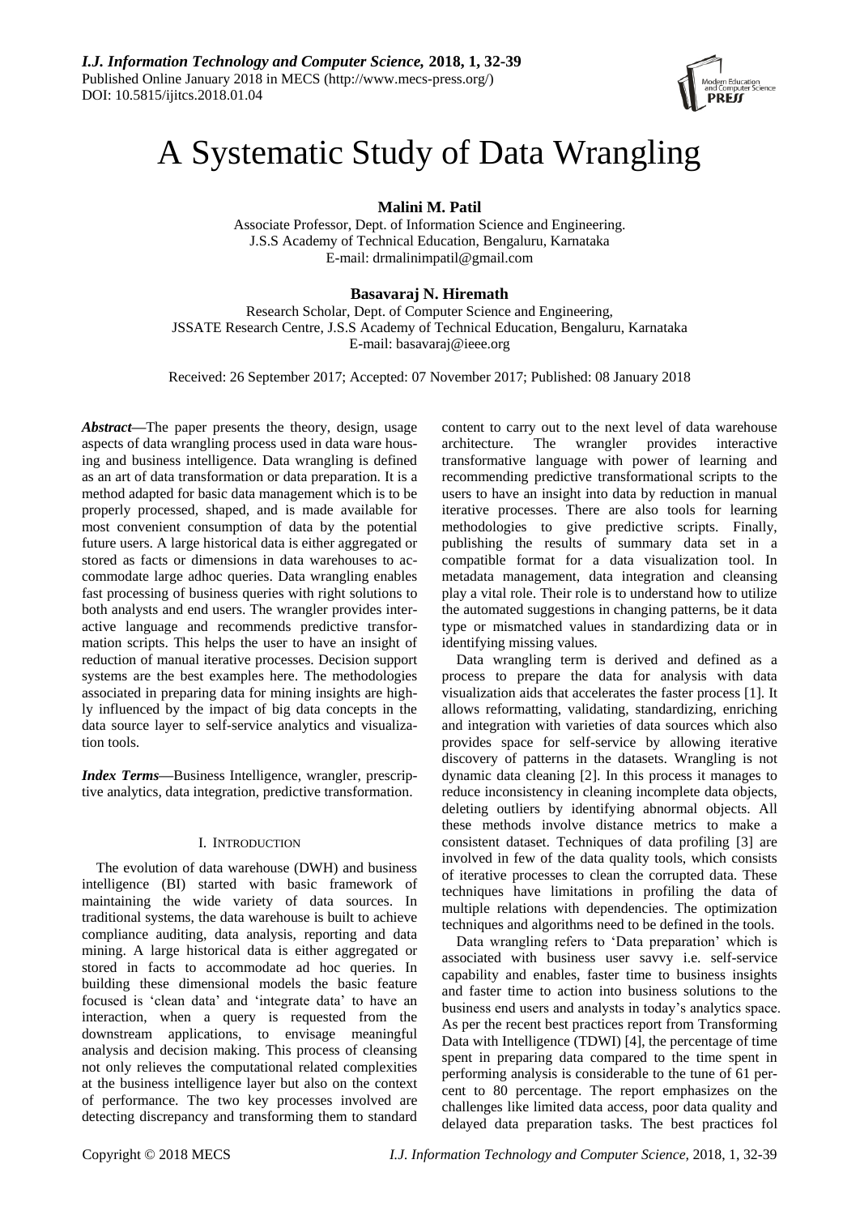# A Systematic Study of Data Wrangling

**Malini M. Patil**

Associate Professor, Dept. of Information Science and Engineering.
J.S.S Academy of Technical Education, Bengaluru, Karnataka
E-mail: drmalinimpatil@gmail.com

**Basavaraj N. Hiremath**

Research Scholar, Dept. of Computer Science and Engineering,
JSSATE Research Centre, J.S.S Academy of Technical Education, Bengaluru, Karnataka
E-mail: basavaraj@ieee.org

Received: 26 September 2017; Accepted: 07 November 2017; Published: 08 January 2018

***Abstract*****—**The paper presents the theory, design, usage aspects of data wrangling process used in data ware housing and business intelligence. Data wrangling is defined as an art of data transformation or data preparation. It is a method adapted for basic data management which is to be properly processed, shaped, and is made available for most convenient consumption of data by the potential future users. A large historical data is either aggregated or stored as facts or dimensions in data warehouses to accommodate large adhoc queries. Data wrangling enables fast processing of business queries with right solutions to both analysts and end users. The wrangler provides interactive language and recommends predictive transformation scripts. This helps the user to have an insight of reduction of manual iterative processes. Decision support systems are the best examples here. The methodologies associated in preparing data for mining insights are highly influenced by the impact of big data concepts in the data source layer to self-service analytics and visualization tools.

***Index Terms*****—**Business Intelligence, wrangler, prescriptive analytics, data integration, predictive transformation.

## I. Introduction

The evolution of data warehouse (DWH) and business intelligence (BI) started with basic framework of maintaining the wide variety of data sources. In traditional systems, the data warehouse is built to achieve compliance auditing, data analysis, reporting and data mining. A large historical data is either aggregated or stored in facts to accommodate ad hoc queries. In building these dimensional models the basic feature focused is 'clean data' and 'integrate data' to have an interaction, when a query is requested from the downstream applications, to envisage meaningful analysis and decision making. This process of cleansing not only relieves the computational related complexities at the business intelligence layer but also on the context of performance. The two key processes involved are detecting discrepancy and transforming them to standard content to carry out to the next level of data warehouse architecture. The wrangler provides interactive transformative language with power of learning and recommending predictive transformational scripts to the users to have an insight into data by reduction in manual iterative processes. There are also tools for learning methodologies to give predictive scripts. Finally, publishing the results of summary data set in a compatible format for a data visualization tool. In metadata management, data integration and cleansing play a vital role. Their role is to understand how to utilize the automated suggestions in changing patterns, be it data type or mismatched values in standardizing data or in identifying missing values.

Data wrangling term is derived and defined as a process to prepare the data for analysis with data visualization aids that accelerates the faster process [1]. It allows reformatting, validating, standardizing, enriching and integration with varieties of data sources which also provides space for self-service by allowing iterative discovery of patterns in the datasets. Wrangling is not dynamic data cleaning [2]. In this process it manages to reduce inconsistency in cleaning incomplete data objects, deleting outliers by identifying abnormal objects. All these methods involve distance metrics to make a consistent dataset. Techniques of data profiling [3] are involved in few of the data quality tools, which consists of iterative processes to clean the corrupted data. These techniques have limitations in profiling the data of multiple relations with dependencies. The optimization techniques and algorithms need to be defined in the tools.

Data wrangling refers to 'Data preparation' which is associated with business user savvy i.e. self-service capability and enables, faster time to business insights and faster time to action into business solutions to the business end users and analysts in today's analytics space. As per the recent best practices report from Transforming Data with Intelligence (TDWI) [4], the percentage of time spent in preparing data compared to the time spent in performing analysis is considerable to the tune of 61 percent to 80 percentage. The report emphasizes on the challenges like limited data access, poor data quality and delayed data preparation tasks. The best practices fol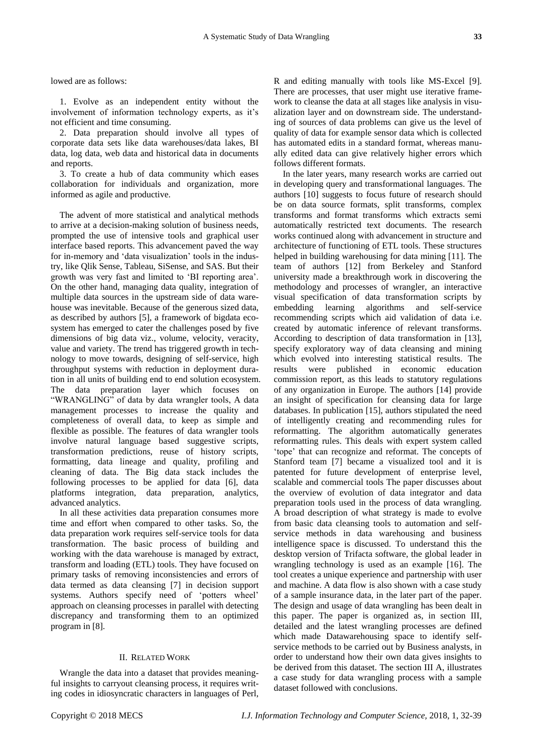lowed are as follows:

1. Evolve as an independent entity without the involvement of information technology experts, as it's not efficient and time consuming.
2. Data preparation should involve all types of corporate data sets like data warehouses/data lakes, BI data, log data, web data and historical data in documents and reports.
3. To create a hub of data community which eases collaboration for individuals and organization, more informed as agile and productive.

The advent of more statistical and analytical methods to arrive at a decision-making solution of business needs, prompted the use of intensive tools and graphical user interface based reports. This advancement paved the way for in-memory and 'data visualization' tools in the industry, like Qlik Sense, Tableau, SiSense, and SAS. But their growth was very fast and limited to 'BI reporting area'. On the other hand, managing data quality, integration of multiple data sources in the upstream side of data warehouse was inevitable. Because of the generous sized data, as described by authors [5], a framework of bigdata ecosystem has emerged to cater the challenges posed by five dimensions of big data viz., volume, velocity, veracity, value and variety. The trend has triggered growth in technology to move towards, designing of self-service, high throughput systems with reduction in deployment duration in all units of building end to end solution ecosystem. The data preparation layer which focuses on "WRANGLING" of data by data wrangler tools, A data management processes to increase the quality and completeness of overall data, to keep as simple and flexible as possible. The features of data wrangler tools involve natural language based suggestive scripts, transformation predictions, reuse of history scripts, formatting, data lineage and quality, profiling and cleaning of data. The Big data stack includes the following processes to be applied for data [6], data platforms integration, data preparation, analytics, advanced analytics.

In all these activities data preparation consumes more time and effort when compared to other tasks. So, the data preparation work requires self-service tools for data transformation. The basic process of building and working with the data warehouse is managed by extract, transform and loading (ETL) tools. They have focused on primary tasks of removing inconsistencies and errors of data termed as data cleansing [7] in decision support systems. Authors specify need of 'potters wheel' approach on cleansing processes in parallel with detecting discrepancy and transforming them to an optimized program in [8].

## II. Related Work

Wrangle the data into a dataset that provides meaningful insights to carryout cleansing process, it requires writing codes in idiosyncratic characters in languages of Perl, R and editing manually with tools like MS-Excel [9]. There are processes, that user might use iterative framework to cleanse the data at all stages like analysis in visualization layer and on downstream side. The understanding of sources of data problems can give us the level of quality of data for example sensor data which is collected has automated edits in a standard format, whereas manually edited data can give relatively higher errors which follows different formats.

In the later years, many research works are carried out in developing query and transformational languages. The authors [10] suggests to focus future of research should be on data source formats, split transforms, complex transforms and format transforms which extracts semi automatically restricted text documents. The research works continued along with advancement in structure and architecture of functioning of ETL tools. These structures helped in building warehousing for data mining [11]. The team of authors [12] from Berkeley and Stanford university made a breakthrough work in discovering the methodology and processes of wrangler, an interactive visual specification of data transformation scripts by embedding learning algorithms and self-service recommending scripts which aid validation of data i.e. created by automatic inference of relevant transforms. According to description of data transformation in [13], specify exploratory way of data cleansing and mining which evolved into interesting statistical results. The results were published in economic education commission report, as this leads to statutory regulations of any organization in Europe. The authors [14] provide an insight of specification for cleansing data for large databases. In publication [15], authors stipulated the need of intelligently creating and recommending rules for reformatting. The algorithm automatically generates reformatting rules. This deals with expert system called 'tope' that can recognize and reformat. The concepts of Stanford team [7] became a visualized tool and it is patented for future development of enterprise level, scalable and commercial tools The paper discusses about the overview of evolution of data integrator and data preparation tools used in the process of data wrangling. A broad description of what strategy is made to evolve from basic data cleansing tools to automation and self-service methods in data warehousing and business intelligence space is discussed. To understand this the desktop version of Trifacta software, the global leader in wrangling technology is used as an example [16]. The tool creates a unique experience and partnership with user and machine. A data flow is also shown with a case study of a sample insurance data, in the later part of the paper. The design and usage of data wrangling has been dealt in this paper. The paper is organized as, in section III, detailed and the latest wrangling processes are defined which made Datawarehousing space to identify self-service methods to be carried out by Business analysts, in order to understand how their own data gives insights to be derived from this dataset. The section III A, illustrates a case study for data wrangling process with a sample dataset followed with conclusions.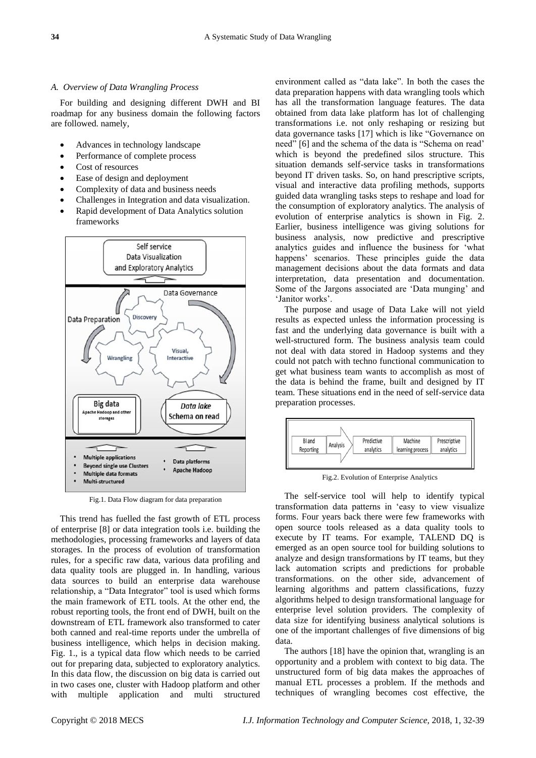### A. Overview of Data Wrangling Process

For building and designing different DWH and BI roadmap for any business domain the following factors are followed. namely,

- Advances in technology landscape
- Performance of complete process
- Cost of resources
- Ease of design and deployment
- Complexity of data and business needs
- Challenges in Integration and data visualization.
- Rapid development of Data Analytics solution frameworks

Fig.1. Data Flow diagram for data preparation

This trend has fuelled the fast growth of ETL process of enterprise [8] or data integration tools i.e. building the methodologies, processing frameworks and layers of data storages. In the process of evolution of transformation rules, for a specific raw data, various data profiling and data quality tools are plugged in. In handling, various data sources to build an enterprise data warehouse relationship, a "Data Integrator" tool is used which forms the main framework of ETL tools. At the other end, the robust reporting tools, the front end of DWH, built on the downstream of ETL framework also transformed to cater both canned and real-time reports under the umbrella of business intelligence, which helps in decision making. Fig. 1., is a typical data flow which needs to be carried out for preparing data, subjected to exploratory analytics. In this data flow, the discussion on big data is carried out in two cases one, cluster with Hadoop platform and other with multiple application and multi structured environment called as "data lake". In both the cases the data preparation happens with data wrangling tools which has all the transformation language features. The data obtained from data lake platform has lot of challenging transformations i.e. not only reshaping or resizing but data governance tasks [17] which is like "Governance on need" [6] and the schema of the data is "Schema on read' which is beyond the predefined silos structure. This situation demands self-service tasks in transformations beyond IT driven tasks. So, on hand prescriptive scripts, visual and interactive data profiling methods, supports guided data wrangling tasks steps to reshape and load for the consumption of exploratory analytics. The analysis of evolution of enterprise analytics is shown in Fig. 2. Earlier, business intelligence was giving solutions for business analysis, now predictive and prescriptive analytics guides and influence the business for 'what happens' scenarios. These principles guide the data management decisions about the data formats and data interpretation, data presentation and documentation. Some of the Jargons associated are 'Data munging' and 'Janitor works'.

The purpose and usage of Data Lake will not yield results as expected unless the information processing is fast and the underlying data governance is built with a well-structured form. The business analysis team could not deal with data stored in Hadoop systems and they could not patch with techno functional communication to get what business team wants to accomplish as most of the data is behind the frame, built and designed by IT team. These situations end in the need of self-service data preparation processes.

Fig.2. Evolution of Enterprise Analytics

The self-service tool will help to identify typical transformation data patterns in 'easy to view visualize forms. Four years back there were few frameworks with open source tools released as a data quality tools to execute by IT teams. For example, TALEND DQ is emerged as an open source tool for building solutions to analyze and design transformations by IT teams, but they lack automation scripts and predictions for probable transformations. on the other side, advancement of learning algorithms and pattern classifications, fuzzy algorithms helped to design transformational language for enterprise level solution providers. The complexity of data size for identifying business analytical solutions is one of the important challenges of five dimensions of big data.

The authors [18] have the opinion that, wrangling is an opportunity and a problem with context to big data. The unstructured form of big data makes the approaches of manual ETL processes a problem. If the methods and techniques of wrangling becomes cost effective, the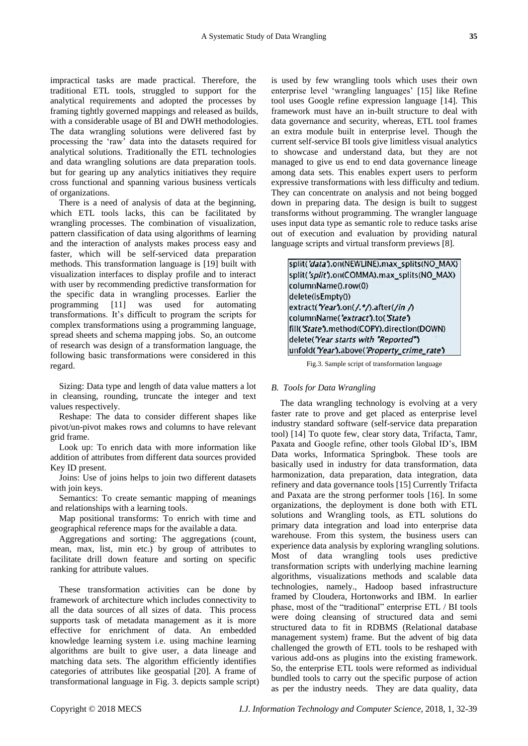impractical tasks are made practical. Therefore, the traditional ETL tools, struggled to support for the analytical requirements and adopted the processes by framing tightly governed mappings and released as builds, with a considerable usage of BI and DWH methodologies. The data wrangling solutions were delivered fast by processing the 'raw' data into the datasets required for analytical solutions. Traditionally the ETL technologies and data wrangling solutions are data preparation tools. but for gearing up any analytics initiatives they require cross functional and spanning various business verticals of organizations.

There is a need of analysis of data at the beginning, which ETL tools lacks, this can be facilitated by wrangling processes. The combination of visualization, pattern classification of data using algorithms of learning and the interaction of analysts makes process easy and faster, which will be self-serviced data preparation methods. This transformation language is [19] built with visualization interfaces to display profile and to interact with user by recommending predictive transformation for the specific data in wrangling processes. Earlier the programming [11] was used for automating transformations. It's difficult to program the scripts for complex transformations using a programming language, spread sheets and schema mapping jobs. So, an outcome of research was design of a transformation language, the following basic transformations were considered in this regard.

Sizing: Data type and length of data value matters a lot in cleansing, rounding, truncate the integer and text values respectively.

Reshape: The data to consider different shapes like pivot/un-pivot makes rows and columns to have relevant grid frame.

Look up: To enrich data with more information like addition of attributes from different data sources provided Key ID present.

Joins: Use of joins helps to join two different datasets with join keys.

Semantics: To create semantic mapping of meanings and relationships with a learning tools.

Map positional transforms: To enrich with time and geographical reference maps for the available a data.

Aggregations and sorting: The aggregations (count, mean, max, list, min etc.) by group of attributes to facilitate drill down feature and sorting on specific ranking for attribute values.

These transformation activities can be done by framework of architecture which includes connectivity to all the data sources of all sizes of data. This process supports task of metadata management as it is more effective for enrichment of data. An embedded knowledge learning system i.e. using machine learning algorithms are built to give user, a data lineage and matching data sets. The algorithm efficiently identifies categories of attributes like geospatial [20]. A frame of transformational language in Fig. 3. depicts sample script) is used by few wrangling tools which uses their own enterprise level 'wrangling languages' [15] like Refine tool uses Google refine expression language [14]. This framework must have an in-built structure to deal with data governance and security, whereas, ETL tool frames an extra module built in enterprise level. Though the current self-service BI tools give limitless visual analytics to showcase and understand data, but they are not managed to give us end to end data governance lineage among data sets. This enables expert users to perform expressive transformations with less difficulty and tedium. They can concentrate on analysis and not being bogged down in preparing data. The design is built to suggest transforms without programming. The wrangler language uses input data type as semantic role to reduce tasks arise out of execution and evaluation by providing natural language scripts and virtual transform previews [8].

```
split('data').on(NEWLINE).max_splits(NO_MAX)
split('split').on(COMMA).max_splits(NO_MAX)
columnName().row(0)
delete(isEmpty())
extract('Year').on(/.*/).after(/in /)
columnName('extract').to('State')
fill('State').method(COPY).direction(DOWN)
delete('Year starts with "Reported"')
unfold('Year').above('Property_crime_rate')
```

Fig.3. Sample script of transformation language

### *B. Tools for Data Wrangling*

The data wrangling technology is evolving at a very faster rate to prove and get placed as enterprise level industry standard software (self-service data preparation tool) [14] To quote few, clear story data, Trifacta, Tamr, Paxata and Google refine, other tools Global ID's, IBM Data works, Informatica Springbok. These tools are basically used in industry for data transformation, data harmonization, data preparation, data integration, data refinery and data governance tools [15] Currently Trifacta and Paxata are the strong performer tools [16]. In some organizations, the deployment is done both with ETL solutions and Wrangling tools, as ETL solutions do primary data integration and load into enterprise data warehouse. From this system, the business users can experience data analysis by exploring wrangling solutions. Most of data wrangling tools uses predictive transformation scripts with underlying machine learning algorithms, visualizations methods and scalable data technologies, namely., Hadoop based infrastructure framed by Cloudera, Hortonworks and IBM. In earlier phase, most of the "traditional" enterprise ETL / BI tools were doing cleansing of structured data and semi structured data to fit in RDBMS (Relational database management system) frame. But the advent of big data challenged the growth of ETL tools to be reshaped with various add-ons as plugins into the existing framework. So, the enterprise ETL tools were reformed as individual bundled tools to carry out the specific purpose of action as per the industry needs. They are data quality, data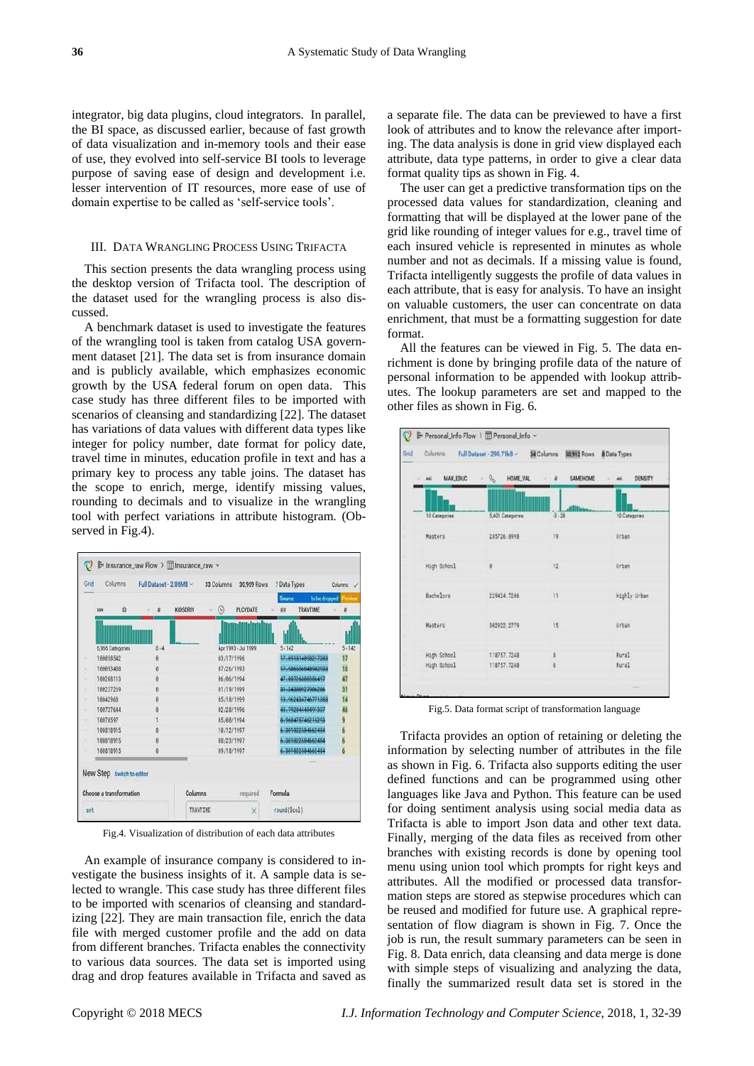integrator, big data plugins, cloud integrators. In parallel, the BI space, as discussed earlier, because of fast growth of data visualization and in-memory tools and their ease of use, they evolved into self-service BI tools to leverage purpose of saving ease of design and development i.e. lesser intervention of IT resources, more ease of use of domain expertise to be called as 'self-service tools'.

## III. Data Wrangling Process Using Trifacta

This section presents the data wrangling process using the desktop version of Trifacta tool. The description of the dataset used for the wrangling process is also discussed.

A benchmark dataset is used to investigate the features of the wrangling tool is taken from catalog USA government dataset [21]. The data set is from insurance domain and is publicly available, which emphasizes economic growth by the USA federal forum on open data. This case study has three different files to be imported with scenarios of cleansing and standardizing [22]. The dataset has variations of data values with different data types like integer for policy number, date format for policy date, travel time in minutes, education profile in text and has a primary key to process any table joins. The dataset has the scope to enrich, merge, identify missing values, rounding to decimals and to visualize in the wrangling tool with perfect variations in attribute histogram. (Observed in Fig.4).

Fig.4. Visualization of distribution of each data attributes

An example of insurance company is considered to investigate the business insights of it. A sample data is selected to wrangle. This case study has three different files to be imported with scenarios of cleansing and standardizing [22]. They are main transaction file, merged data file with merged customer profile and the add on data from different branches. Trifacta enables the connectivity to various data sources. The data set is imported using drag and drop features available in Trifacta and saved as a separate file. The data can be previewed to have a first look of attributes and to know the relevance after importing. The data analysis is done in grid view displayed each attribute, data type patterns, in order to give a clear data format quality tips as shown in Fig. 4.

The user can get a predictive transformation tips on the processed data values for standardization, cleaning and formatting that will be displayed at the lower pane of the grid like rounding of integer values for e.g., travel time of each insured vehicle is represented in minutes as whole number and not as decimals. If a missing value is found, Trifacta intelligently suggests the profile of data values in each attribute, that is easy for analysis. To have an insight on valuable customers, the user can concentrate on data enrichment, that must be a formatting suggestion for date format.

All the features can be viewed in Fig. 5. The data enrichment is done by bringing profile data of the nature of personal information to be appended with lookup attributes. The lookup parameters are set and mapped to the other files as shown in Fig. 6.

Fig.5. Data format script of transformation language

Trifacta provides an option of retaining or deleting the information by selecting number of attributes in the file as shown in Fig. 6. Trifacta also supports editing the user defined functions and can be programmed using other languages like Java and Python. This feature can be used for doing sentiment analysis using social media data as Trifacta is able to import Json data and other text data. Finally, merging of the data files as received from other branches with existing records is done by opening tool menu using union tool which prompts for right keys and attributes. All the modified or processed data transformation steps are stored as stepwise procedures which can be reused and modified for future use. A graphical representation of flow diagram is shown in Fig. 7. Once the job is run, the result summary parameters can be seen in Fig. 8. Data enrich, data cleansing and data merge is done with simple steps of visualizing and analyzing the data, finally the summarized result data set is stored in the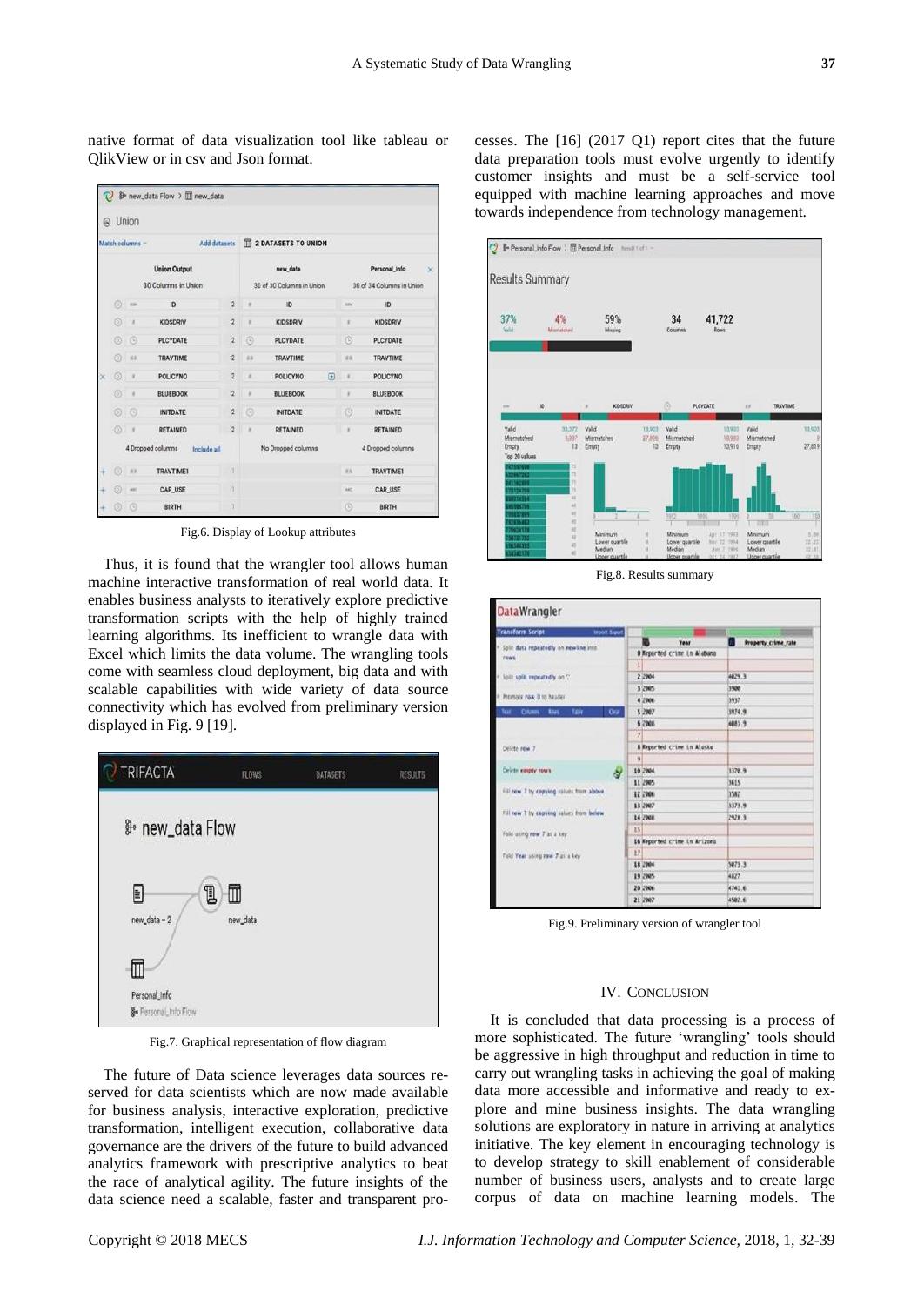native format of data visualization tool like tableau or QlikView or in csv and Json format.

Fig.6. Display of Lookup attributes

Thus, it is found that the wrangler tool allows human machine interactive transformation of real world data. It enables business analysts to iteratively explore predictive transformation scripts with the help of highly trained learning algorithms. Its inefficient to wrangle data with Excel which limits the data volume. The wrangling tools come with seamless cloud deployment, big data and with scalable capabilities with wide variety of data source connectivity which has evolved from preliminary version displayed in Fig. 9 [19].

Fig.7. Graphical representation of flow diagram

The future of Data science leverages data sources reserved for data scientists which are now made available for business analysis, interactive exploration, predictive transformation, intelligent execution, collaborative data governance are the drivers of the future to build advanced analytics framework with prescriptive analytics to beat the race of analytical agility. The future insights of the data science need a scalable, faster and transparent processes. The [16] (2017 Q1) report cites that the future data preparation tools must evolve urgently to identify customer insights and must be a self-service tool equipped with machine learning approaches and move towards independence from technology management.

Fig.8. Results summary

Fig.9. Preliminary version of wrangler tool

## IV. Conclusion

It is concluded that data processing is a process of more sophisticated. The future 'wrangling' tools should be aggressive in high throughput and reduction in time to carry out wrangling tasks in achieving the goal of making data more accessible and informative and ready to explore and mine business insights. The data wrangling solutions are exploratory in nature in arriving at analytics initiative. The key element in encouraging technology is to develop strategy to skill enablement of considerable number of business users, analysts and to create large corpus of data on machine learning models. The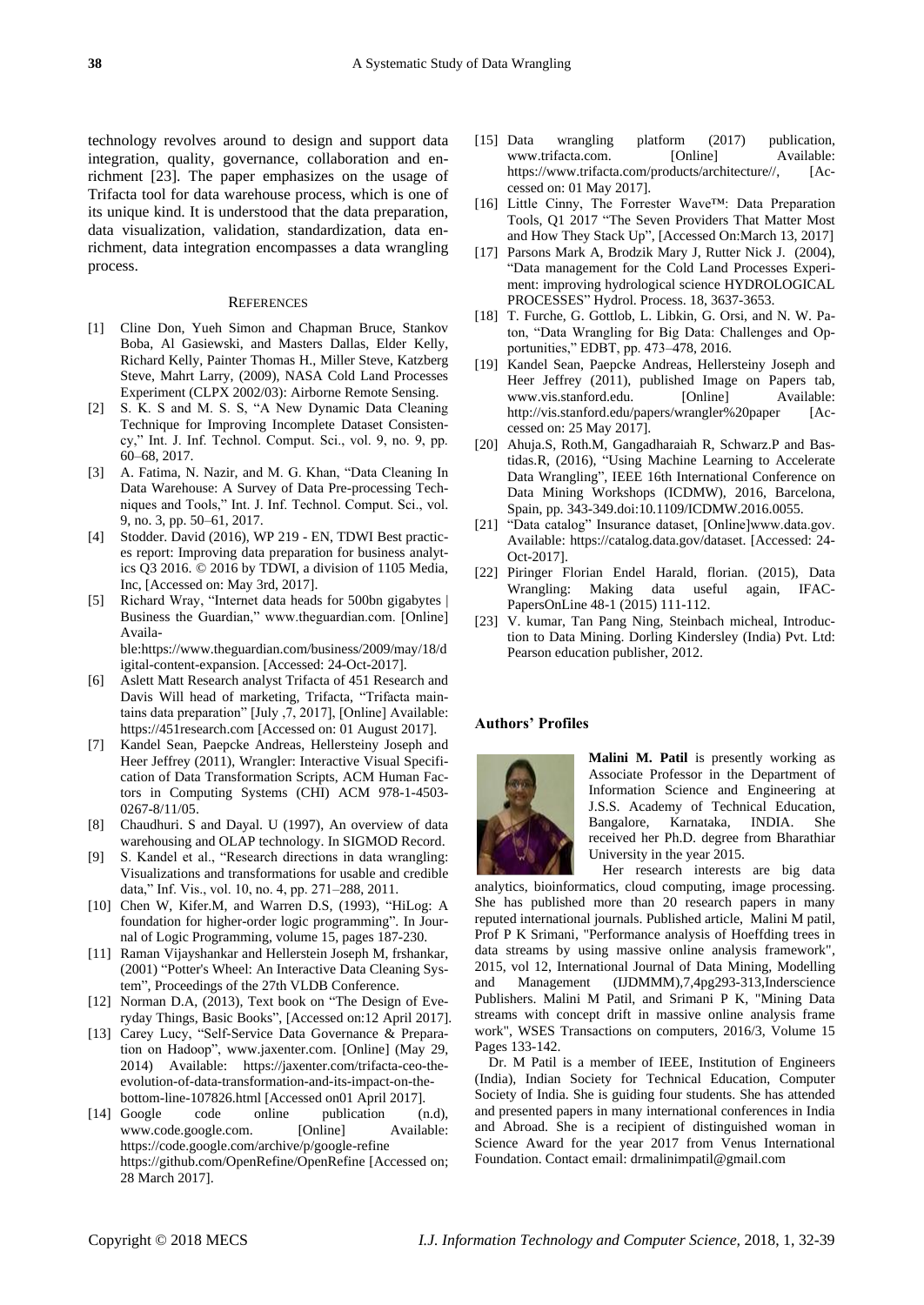technology revolves around to design and support data integration, quality, governance, collaboration and enrichment [23]. The paper emphasizes on the usage of Trifacta tool for data warehouse process, which is one of its unique kind. It is understood that the data preparation, data visualization, validation, standardization, data enrichment, data integration encompasses a data wrangling process.

## References

[1] Cline Don, Yueh Simon and Chapman Bruce, Stankov Boba, Al Gasiewski, and Masters Dallas, Elder Kelly, Richard Kelly, Painter Thomas H., Miller Steve, Katzberg Steve, Mahrt Larry, (2009), NASA Cold Land Processes Experiment (CLPX 2002/03): Airborne Remote Sensing.

[2] S. K. S and M. S. S, "A New Dynamic Data Cleaning Technique for Improving Incomplete Dataset Consistency," Int. J. Inf. Technol. Comput. Sci., vol. 9, no. 9, pp. 60–68, 2017.

[3] A. Fatima, N. Nazir, and M. G. Khan, "Data Cleaning In Data Warehouse: A Survey of Data Pre-processing Techniques and Tools," Int. J. Inf. Technol. Comput. Sci., vol. 9, no. 3, pp. 50–61, 2017.

[4] Stodder. David (2016), WP 219 - EN, TDWI Best practices report: Improving data preparation for business analytics Q3 2016. © 2016 by TDWI, a division of 1105 Media, Inc, [Accessed on: May 3rd, 2017].

[5] Richard Wray, "Internet data heads for 500bn gigabytes | Business the Guardian," www.theguardian.com. [Online] Available:https://www.theguardian.com/business/2009/may/18/digital-content-expansion. [Accessed: 24-Oct-2017].

[6] Aslett Matt Research analyst Trifacta of 451 Research and Davis Will head of marketing, Trifacta, "Trifacta maintains data preparation" [July ,7, 2017], [Online] Available: https://451research.com [Accessed on: 01 August 2017].

[7] Kandel Sean, Paepcke Andreas, Hellersteiny Joseph and Heer Jeffrey (2011), Wrangler: Interactive Visual Specification of Data Transformation Scripts, ACM Human Factors in Computing Systems (CHI) ACM 978-1-4503-0267-8/11/05.

[8] Chaudhuri. S and Dayal. U (1997), An overview of data warehousing and OLAP technology. In SIGMOD Record.

[9] S. Kandel et al., "Research directions in data wrangling: Visualizations and transformations for usable and credible data," Inf. Vis., vol. 10, no. 4, pp. 271–288, 2011.

[10] Chen W, Kifer.M, and Warren D.S, (1993), "HiLog: A foundation for higher-order logic programming". In Journal of Logic Programming, volume 15, pages 187-230.

[11] Raman Vijayshankar and Hellerstein Joseph M, frshankar, (2001) "Potter's Wheel: An Interactive Data Cleaning System", Proceedings of the 27th VLDB Conference.

[12] Norman D.A, (2013), Text book on "The Design of Everyday Things, Basic Books", [Accessed on:12 April 2017].

[13] Carey Lucy, "Self-Service Data Governance & Preparation on Hadoop", www.jaxenter.com. [Online] (May 29, 2014) Available: https://jaxenter.com/trifacta-ceo-the-evolution-of-data-transformation-and-its-impact-on-the-bottom-line-107826.html [Accessed on01 April 2017].

[14] Google code online publication (n.d), www.code.google.com. [Online] Available: https://code.google.com/archive/p/google-refine https://github.com/OpenRefine/OpenRefine [Accessed on; 28 March 2017].

[15] Data wrangling platform (2017) publication, www.trifacta.com. [Online] Available: https://www.trifacta.com/products/architecture//, [Accessed on: 01 May 2017].

[16] Little Cinny, The Forrester Wave™: Data Preparation Tools, Q1 2017 "The Seven Providers That Matter Most and How They Stack Up", [Accessed On:March 13, 2017]

[17] Parsons Mark A, Brodzik Mary J, Rutter Nick J. (2004), "Data management for the Cold Land Processes Experiment: improving hydrological science HYDROLOGICAL PROCESSES" Hydrol. Process. 18, 3637-3653.

[18] T. Furche, G. Gottlob, L. Libkin, G. Orsi, and N. W. Paton, "Data Wrangling for Big Data: Challenges and Opportunities," EDBT, pp. 473–478, 2016.

[19] Kandel Sean, Paepcke Andreas, Hellersteiny Joseph and Heer Jeffrey (2011), published Image on Papers tab, www.vis.stanford.edu. [Online] Available: http://vis.stanford.edu/papers/wrangler%20paper [Accessed on: 25 May 2017].

[20] Ahuja.S, Roth.M, Gangadharaiah R, Schwarz.P and Bastidas.R, (2016), "Using Machine Learning to Accelerate Data Wrangling", IEEE 16th International Conference on Data Mining Workshops (ICDMW), 2016, Barcelona, Spain, pp. 343-349.doi:10.1109/ICDMW.2016.0055.

[21] "Data catalog" Insurance dataset, [Online]www.data.gov. Available: https://catalog.data.gov/dataset. [Accessed: 24-Oct-2017].

[22] Piringer Florian Endel Harald, florian. (2015), Data Wrangling: Making data useful again, IFAC-PapersOnLine 48-1 (2015) 111-112.

[23] V. kumar, Tan Pang Ning, Steinbach micheal, Introduction to Data Mining. Dorling Kindersley (India) Pvt. Ltd: Pearson education publisher, 2012.

### Authors' Profiles

**Malini M. Patil** is presently working as Associate Professor in the Department of Information Science and Engineering at J.S.S. Academy of Technical Education, Bangalore, Karnataka, INDIA. She received her Ph.D. degree from Bharathiar University in the year 2015.

Her research interests are big data analytics, bioinformatics, cloud computing, image processing. She has published more than 20 research papers in many reputed international journals. Published article, Malini M patil, Prof P K Srimani, "Performance analysis of Hoeffding trees in data streams by using massive online analysis framework", 2015, vol 12, International Journal of Data Mining, Modelling and Management (IJDMMM),7,4pg293-313,Inderscience Publishers. Malini M Patil, and Srimani P K, "Mining Data streams with concept drift in massive online analysis frame work", WSES Transactions on computers, 2016/3, Volume 15 Pages 133-142.

Dr. M Patil is a member of IEEE, Institution of Engineers (India), Indian Society for Technical Education, Computer Society of India. She is guiding four students. She has attended and presented papers in many international conferences in India and Abroad. She is a recipient of distinguished woman in Science Award for the year 2017 from Venus International Foundation. Contact email: drmalinimpatil@gmail.com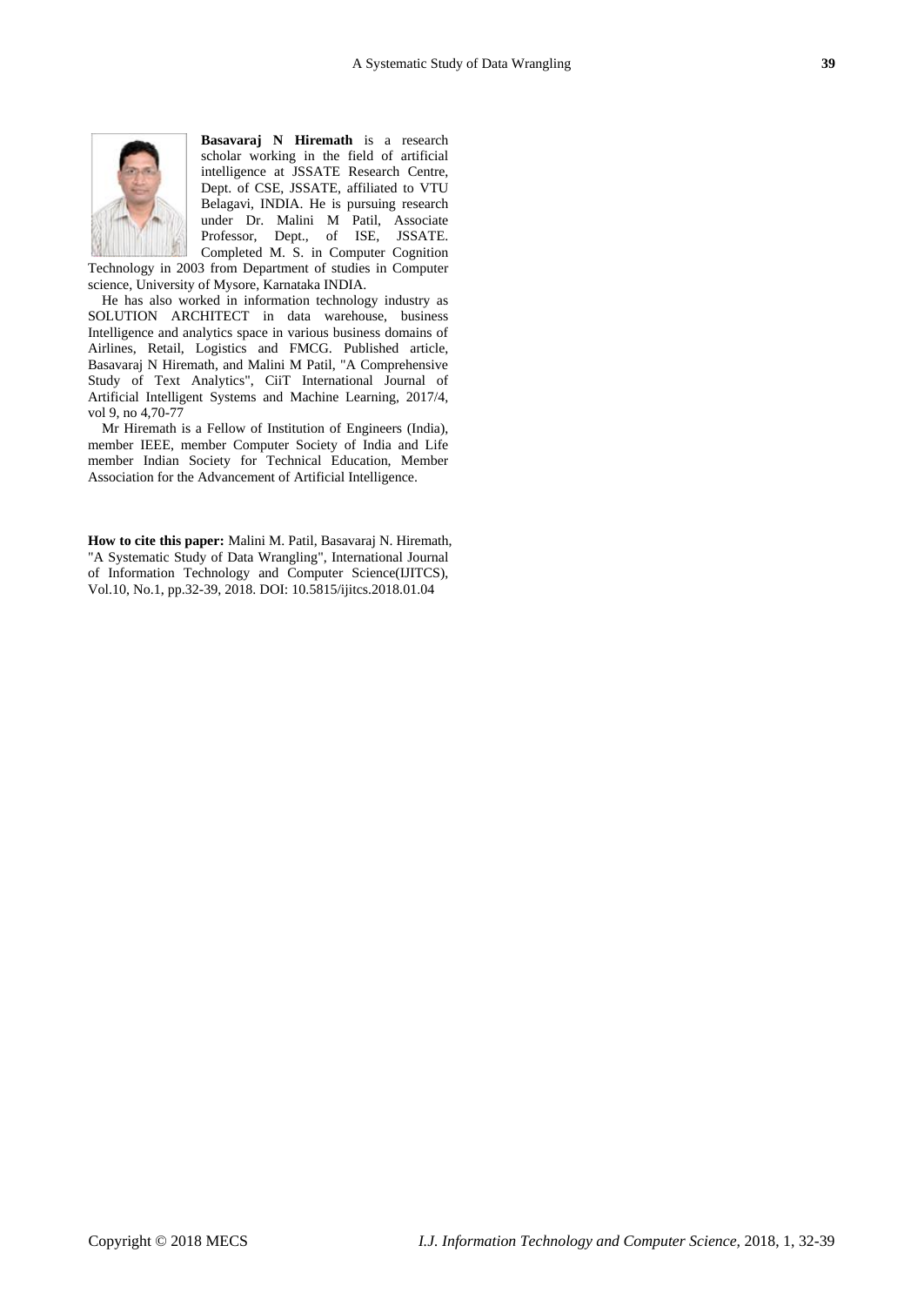**Basavaraj N Hiremath** is a research scholar working in the field of artificial intelligence at JSSATE Research Centre, Dept. of CSE, JSSATE, affiliated to VTU Belagavi, INDIA. He is pursuing research under Dr. Malini M Patil, Associate Professor, Dept., of ISE, JSSATE. Completed M. S. in Computer Cognition Technology in 2003 from Department of studies in Computer science, University of Mysore, Karnataka INDIA.

He has also worked in information technology industry as SOLUTION ARCHITECT in data warehouse, business Intelligence and analytics space in various business domains of Airlines, Retail, Logistics and FMCG. Published article, Basavaraj N Hiremath, and Malini M Patil, "A Comprehensive Study of Text Analytics", CiiT International Journal of Artificial Intelligent Systems and Machine Learning, 2017/4, vol 9, no 4,70-77

Mr Hiremath is a Fellow of Institution of Engineers (India), member IEEE, member Computer Society of India and Life member Indian Society for Technical Education, Member Association for the Advancement of Artificial Intelligence.

**How to cite this paper:** Malini M. Patil, Basavaraj N. Hiremath, "A Systematic Study of Data Wrangling", International Journal of Information Technology and Computer Science(IJITCS), Vol.10, No.1, pp.32-39, 2018. DOI: 10.5815/ijitcs.2018.01.04